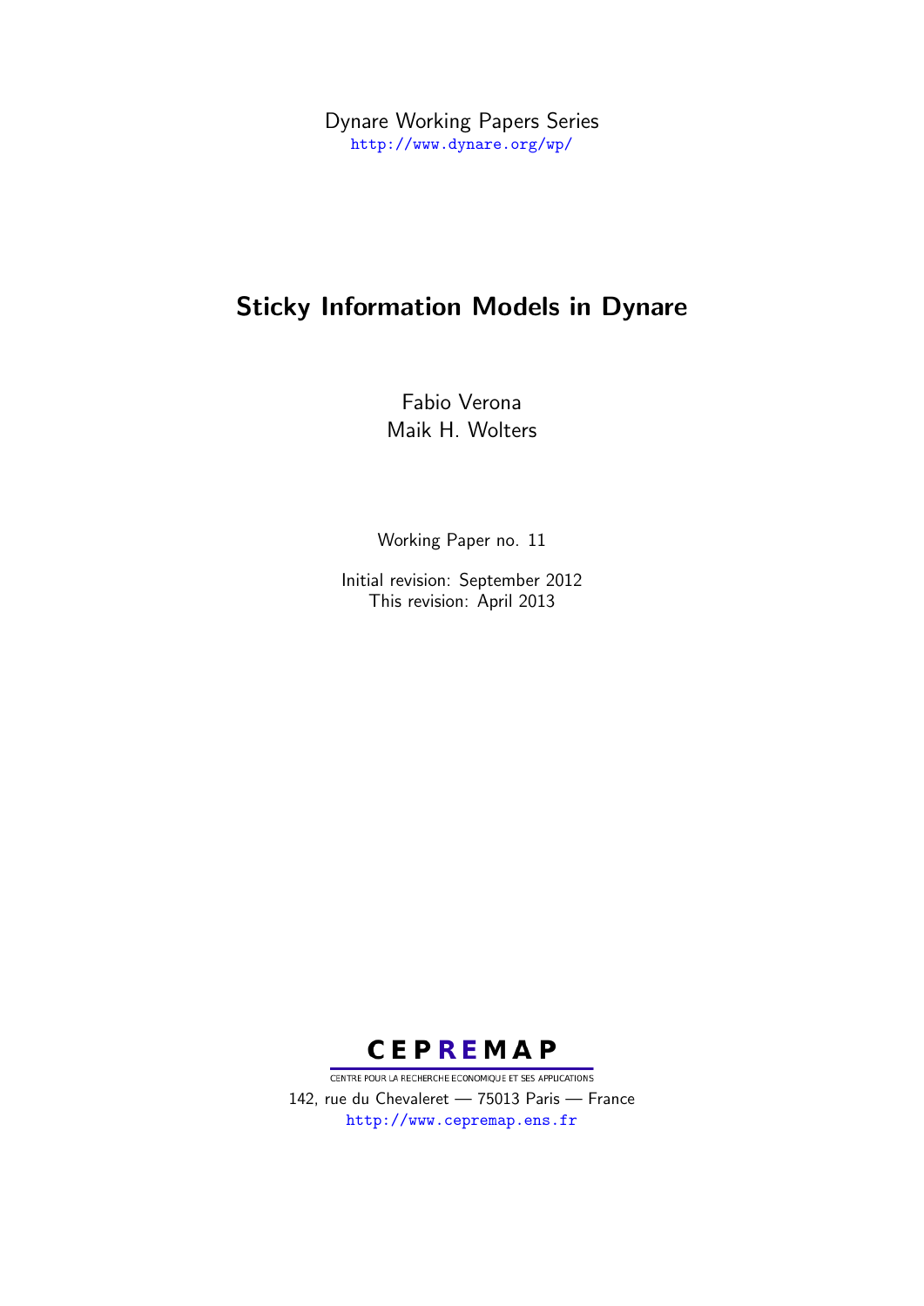Dynare Working Papers Series
http://www.dynare.org/wp/

# Sticky Information Models in Dynare

Fabio Verona
Maik H. Wolters

Working Paper no. 11

Initial revision: September 2012
This revision: April 2013

**CEPREMAP**

CENTRE POUR LA RECHERCHE ECONOMIQUE ET SES APPLICATIONS
142, rue du Chevaleret — 75013 Paris — France
http://www.cepremap.ens.fr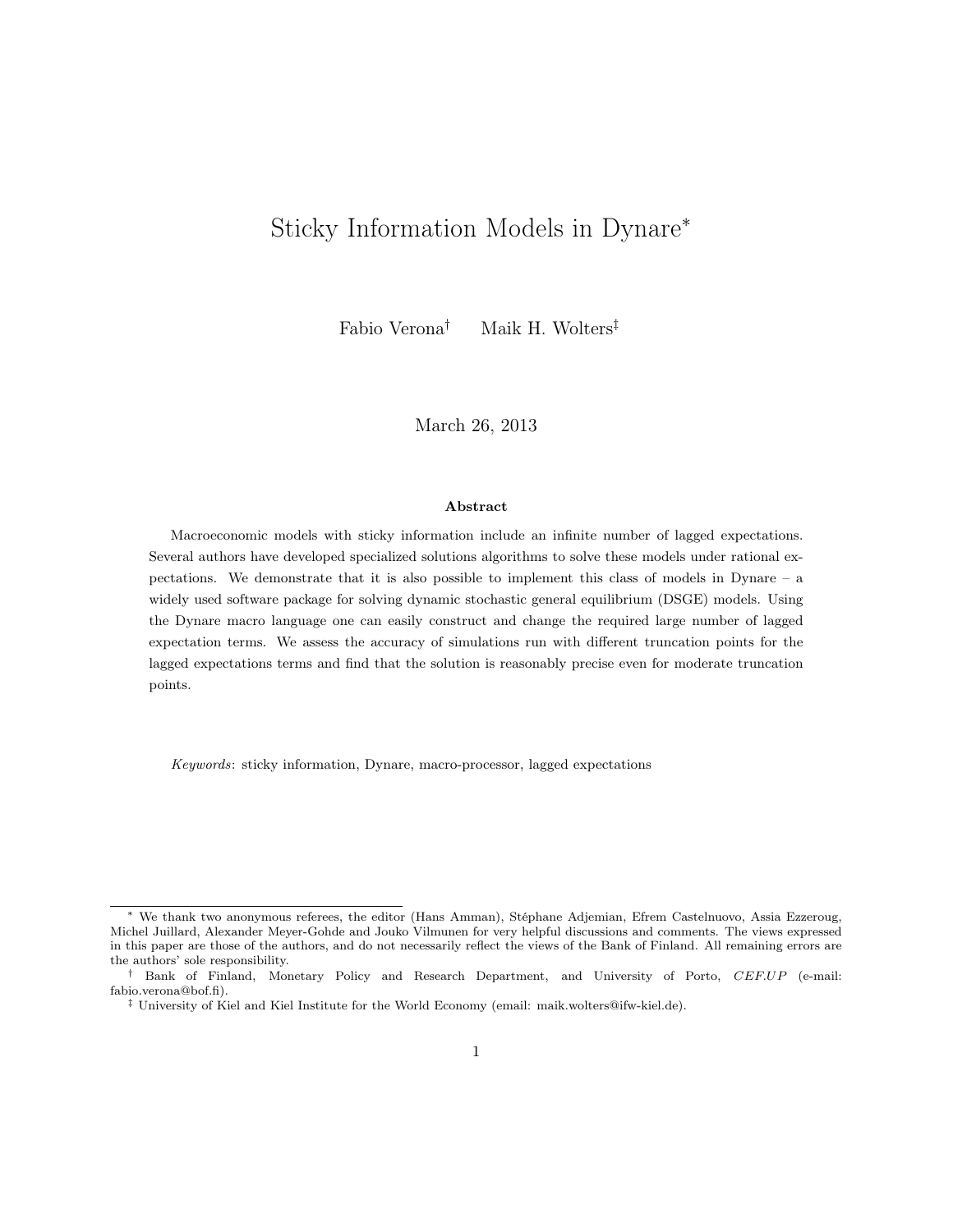# Sticky Information Models in Dynare*

Fabio Verona[†] Maik H. Wolters[‡]

March 26, 2013

**Abstract**

Macroeconomic models with sticky information include an infinite number of lagged expectations. Several authors have developed specialized solutions algorithms to solve these models under rational expectations. We demonstrate that it is also possible to implement this class of models in Dynare – a widely used software package for solving dynamic stochastic general equilibrium (DSGE) models. Using the Dynare macro language one can easily construct and change the required large number of lagged expectation terms. We assess the accuracy of simulations run with different truncation points for the lagged expectations terms and find that the solution is reasonably precise even for moderate truncation points.

*Keywords*: sticky information, Dynare, macro-processor, lagged expectations

---

[*] We thank two anonymous referees, the editor (Hans Amman), Stéphane Adjemian, Efrem Castelnuovo, Assia Ezzeroug, Michel Juillard, Alexander Meyer-Gohde and Jouko Vilmunen for very helpful discussions and comments. The views expressed in this paper are those of the authors, and do not necessarily reflect the views of the Bank of Finland. All remaining errors are the authors' sole responsibility.

[†] Bank of Finland, Monetary Policy and Research Department, and University of Porto, *CEF.UP* (e-mail: fabio.verona@bof.fi).

[‡] University of Kiel and Kiel Institute for the World Economy (email: maik.wolters@ifw-kiel.de).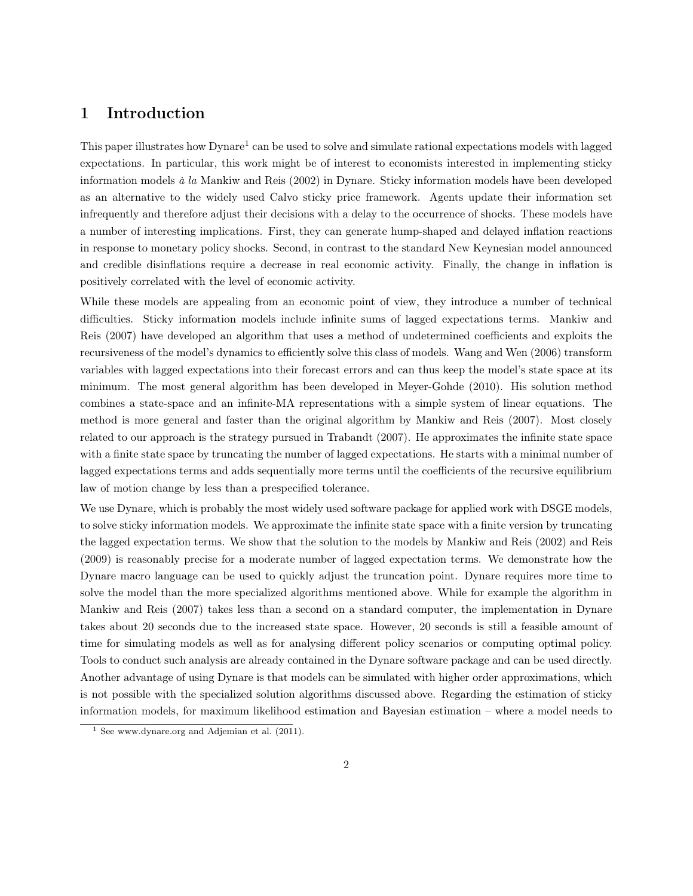# 1 Introduction

This paper illustrates how Dynare[1] can be used to solve and simulate rational expectations models with lagged expectations. In particular, this work might be of interest to economists interested in implementing sticky information models *à la* Mankiw and Reis (2002) in Dynare. Sticky information models have been developed as an alternative to the widely used Calvo sticky price framework. Agents update their information set infrequently and therefore adjust their decisions with a delay to the occurrence of shocks. These models have a number of interesting implications. First, they can generate hump-shaped and delayed inflation reactions in response to monetary policy shocks. Second, in contrast to the standard New Keynesian model announced and credible disinflations require a decrease in real economic activity. Finally, the change in inflation is positively correlated with the level of economic activity.

While these models are appealing from an economic point of view, they introduce a number of technical difficulties. Sticky information models include infinite sums of lagged expectations terms. Mankiw and Reis (2007) have developed an algorithm that uses a method of undetermined coefficients and exploits the recursiveness of the model's dynamics to efficiently solve this class of models. Wang and Wen (2006) transform variables with lagged expectations into their forecast errors and can thus keep the model's state space at its minimum. The most general algorithm has been developed in Meyer-Gohde (2010). His solution method combines a state-space and an infinite-MA representations with a simple system of linear equations. The method is more general and faster than the original algorithm by Mankiw and Reis (2007). Most closely related to our approach is the strategy pursued in Trabandt (2007). He approximates the infinite state space with a finite state space by truncating the number of lagged expectations. He starts with a minimal number of lagged expectations terms and adds sequentially more terms until the coefficients of the recursive equilibrium law of motion change by less than a prespecified tolerance.

We use Dynare, which is probably the most widely used software package for applied work with DSGE models, to solve sticky information models. We approximate the infinite state space with a finite version by truncating the lagged expectation terms. We show that the solution to the models by Mankiw and Reis (2002) and Reis (2009) is reasonably precise for a moderate number of lagged expectation terms. We demonstrate how the Dynare macro language can be used to quickly adjust the truncation point. Dynare requires more time to solve the model than the more specialized algorithms mentioned above. While for example the algorithm in Mankiw and Reis (2007) takes less than a second on a standard computer, the implementation in Dynare takes about 20 seconds due to the increased state space. However, 20 seconds is still a feasible amount of time for simulating models as well as for analysing different policy scenarios or computing optimal policy. Tools to conduct such analysis are already contained in the Dynare software package and can be used directly. Another advantage of using Dynare is that models can be simulated with higher order approximations, which is not possible with the specialized solution algorithms discussed above. Regarding the estimation of sticky information models, for maximum likelihood estimation and Bayesian estimation – where a model needs to

[1] See www.dynare.org and Adjemian et al. (2011).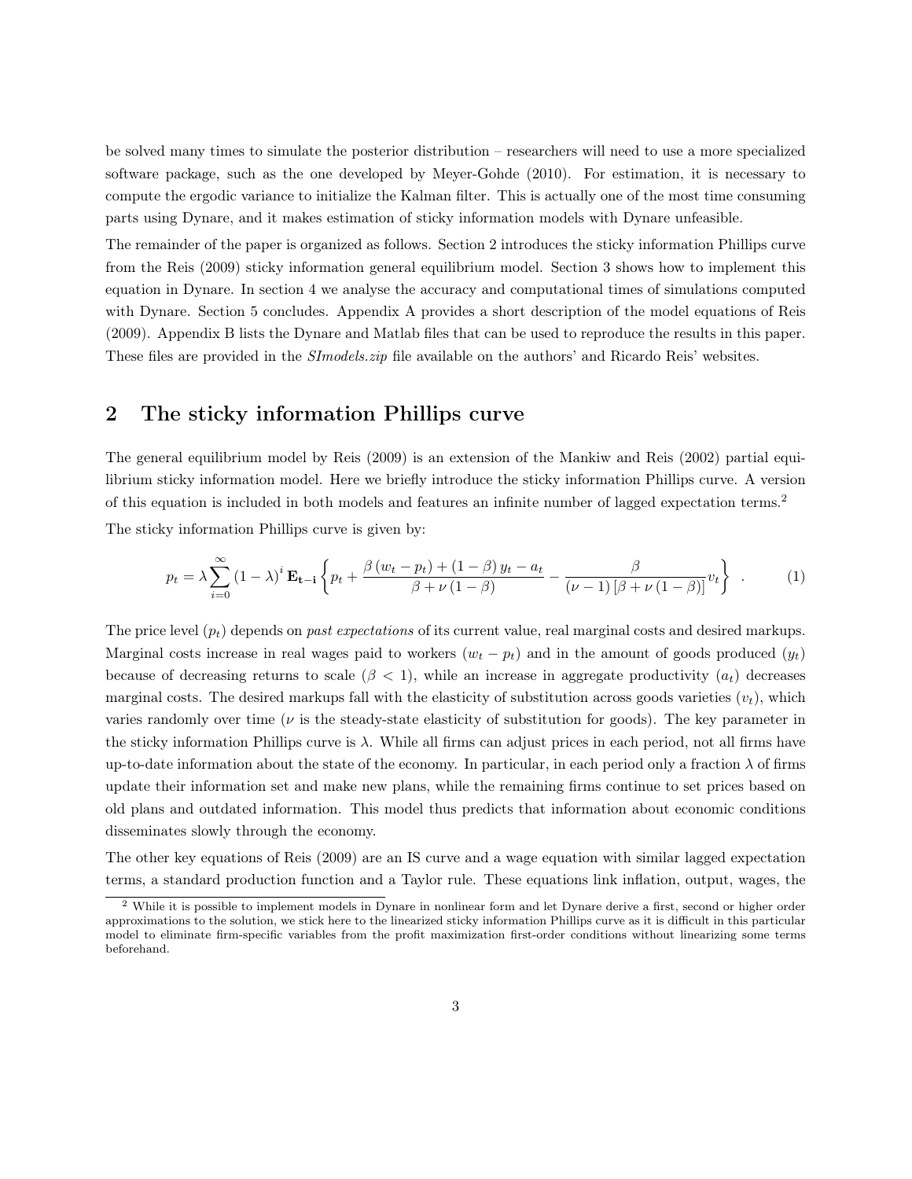be solved many times to simulate the posterior distribution – researchers will need to use a more specialized software package, such as the one developed by Meyer-Gohde (2010). For estimation, it is necessary to compute the ergodic variance to initialize the Kalman filter. This is actually one of the most time consuming parts using Dynare, and it makes estimation of sticky information models with Dynare unfeasible.

The remainder of the paper is organized as follows. Section 2 introduces the sticky information Phillips curve from the Reis (2009) sticky information general equilibrium model. Section 3 shows how to implement this equation in Dynare. In section 4 we analyse the accuracy and computational times of simulations computed with Dynare. Section 5 concludes. Appendix A provides a short description of the model equations of Reis (2009). Appendix B lists the Dynare and Matlab files that can be used to reproduce the results in this paper. These files are provided in the *SImodels.zip* file available on the authors' and Ricardo Reis' websites.

## 2 The sticky information Phillips curve

The general equilibrium model by Reis (2009) is an extension of the Mankiw and Reis (2002) partial equilibrium sticky information model. Here we briefly introduce the sticky information Phillips curve. A version of this equation is included in both models and features an infinite number of lagged expectation terms.[2]

The sticky information Phillips curve is given by:

$$p_t = \lambda \sum_{i=0}^{\infty} (1-\lambda)^i \mathbf{E_{t-i}} \left\{ p_t + \frac{\beta (w_t - p_t) + (1-\beta) y_t - a_t}{\beta + \nu (1-\beta)} - \frac{\beta}{(\nu - 1) [\beta + \nu (1-\beta)]} v_t \right\} \quad . \tag{1}$$

The price level ($p_t$) depends on *past expectations* of its current value, real marginal costs and desired markups. Marginal costs increase in real wages paid to workers ($w_t - p_t$) and in the amount of goods produced ($y_t$) because of decreasing returns to scale ($\beta < 1$), while an increase in aggregate productivity ($a_t$) decreases marginal costs. The desired markups fall with the elasticity of substitution across goods varieties ($v_t$), which varies randomly over time ($\nu$ is the steady-state elasticity of substitution for goods). The key parameter in the sticky information Phillips curve is $\lambda$. While all firms can adjust prices in each period, not all firms have up-to-date information about the state of the economy. In particular, in each period only a fraction $\lambda$ of firms update their information set and make new plans, while the remaining firms continue to set prices based on old plans and outdated information. This model thus predicts that information about economic conditions disseminates slowly through the economy.

The other key equations of Reis (2009) are an IS curve and a wage equation with similar lagged expectation terms, a standard production function and a Taylor rule. These equations link inflation, output, wages, the

[2] While it is possible to implement models in Dynare in nonlinear form and let Dynare derive a first, second or higher order approximations to the solution, we stick here to the linearized sticky information Phillips curve as it is difficult in this particular model to eliminate firm-specific variables from the profit maximization first-order conditions without linearizing some terms beforehand.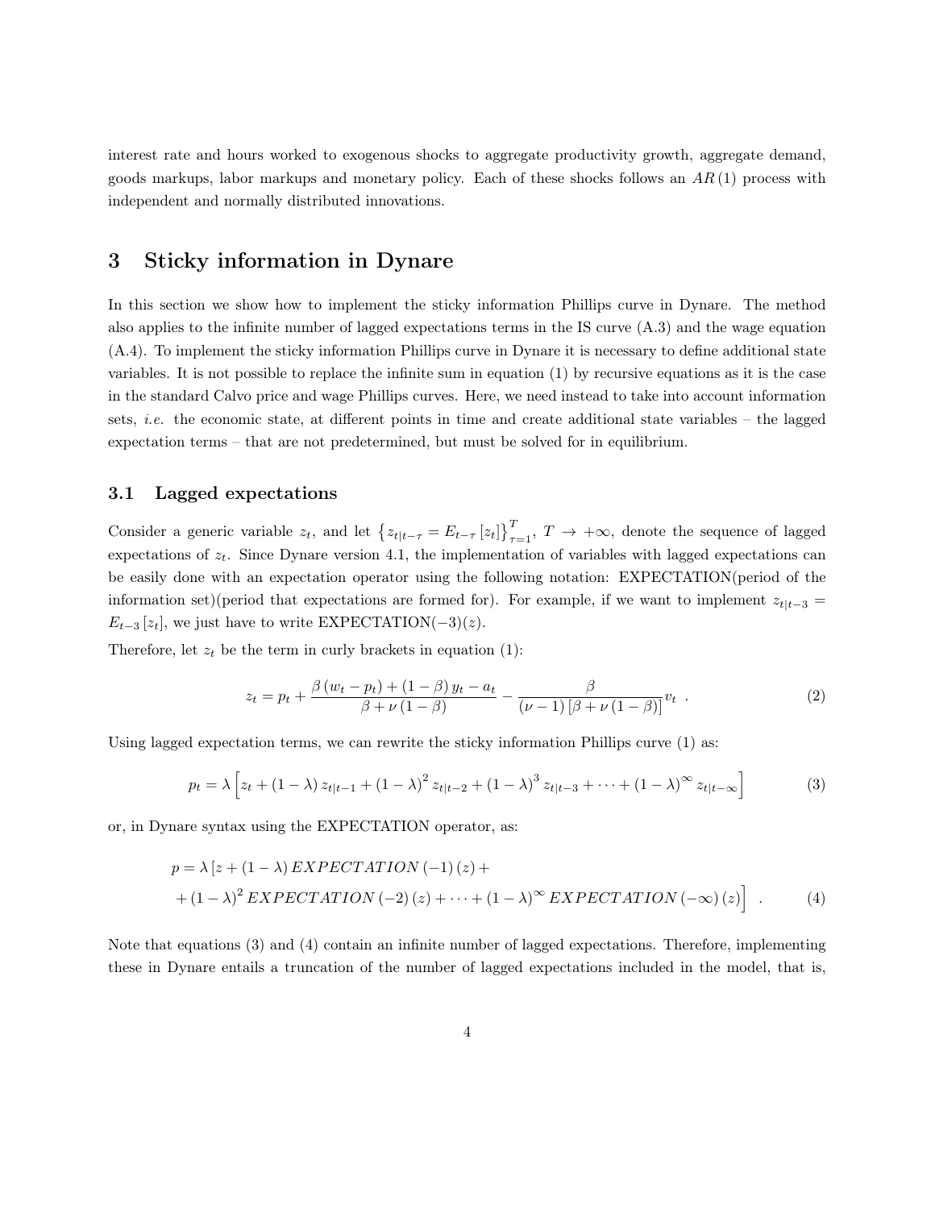interest rate and hours worked to exogenous shocks to aggregate productivity growth, aggregate demand, goods markups, labor markups and monetary policy. Each of these shocks follows an $AR(1)$ process with independent and normally distributed innovations.

## 3 Sticky information in Dynare

In this section we show how to implement the sticky information Phillips curve in Dynare. The method also applies to the infinite number of lagged expectations terms in the IS curve (A.3) and the wage equation (A.4). To implement the sticky information Phillips curve in Dynare it is necessary to define additional state variables. It is not possible to replace the infinite sum in equation (1) by recursive equations as it is the case in the standard Calvo price and wage Phillips curves. Here, we need instead to take into account information sets, *i.e.* the economic state, at different points in time and create additional state variables – the lagged expectation terms – that are not predetermined, but must be solved for in equilibrium.

### 3.1 Lagged expectations

Consider a generic variable $z_t$, and let $\left\{z_{t|t-\tau} = E_{t-\tau}\left[z_t\right]\right\}_{\tau=1}^{T}$, $T \rightarrow +\infty$, denote the sequence of lagged expectations of $z_t$. Since Dynare version 4.1, the implementation of variables with lagged expectations can be easily done with an expectation operator using the following notation: EXPECTATION(period of the information set)(period that expectations are formed for). For example, if we want to implement $z_{t|t-3} = E_{t-3}\left[z_t\right]$, we just have to write EXPECTATION$(-3)(z)$.

Therefore, let $z_t$ be the term in curly brackets in equation (1):

$$z_t = p_t + \frac{\beta\left(w_t - p_t\right) + \left(1-\beta\right)y_t - a_t}{\beta + \nu\left(1-\beta\right)} - \frac{\beta}{\left(\nu - 1\right)\left[\beta + \nu\left(1-\beta\right)\right]}v_t \ . \tag{2}$$

Using lagged expectation terms, we can rewrite the sticky information Phillips curve (1) as:

$$p_t = \lambda\left[z_t + \left(1-\lambda\right)z_{t|t-1} + \left(1-\lambda\right)^2 z_{t|t-2} + \left(1-\lambda\right)^3 z_{t|t-3} + \cdots + \left(1-\lambda\right)^{\infty} z_{t|t-\infty}\right] \tag{3}$$

or, in Dynare syntax using the EXPECTATION operator, as:

$$\begin{aligned} p = \lambda\, & [z + \left(1-\lambda\right) EXPECTATION\left(-1\right)\left(z\right) + \\ & + \left(1-\lambda\right)^2 EXPECTATION\left(-2\right)\left(z\right) + \cdots + \left(1-\lambda\right)^{\infty} EXPECTATION\left(-\infty\right)\left(z\right)\Big] \ . \end{aligned} \tag{4}$$

Note that equations (3) and (4) contain an infinite number of lagged expectations. Therefore, implementing these in Dynare entails a truncation of the number of lagged expectations included in the model, that is,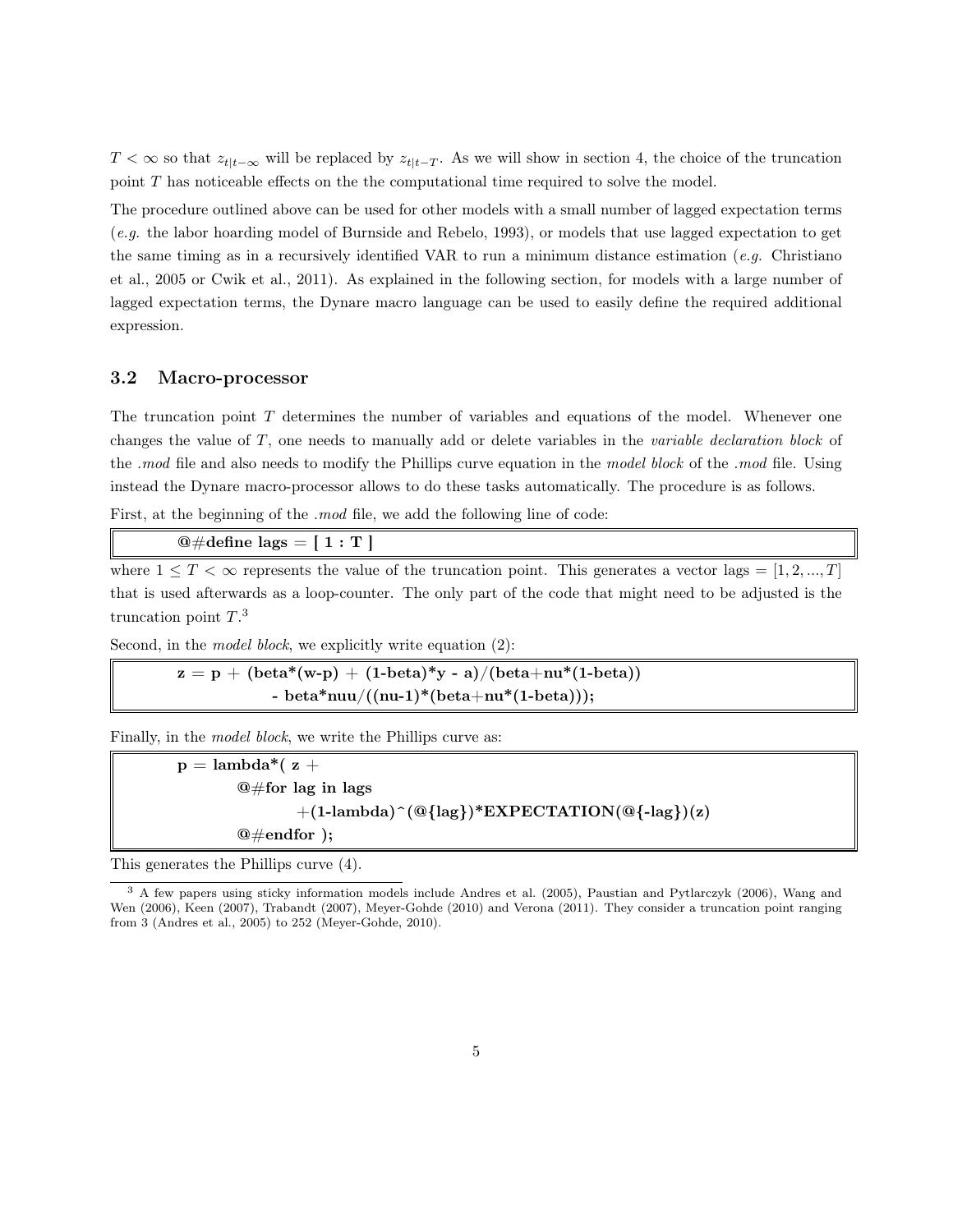$T < \infty$ so that $z_{t|t-\infty}$ will be replaced by $z_{t|t-T}$. As we will show in section 4, the choice of the truncation point $T$ has noticeable effects on the the computational time required to solve the model.

The procedure outlined above can be used for other models with a small number of lagged expectation terms (*e.g.* the labor hoarding model of Burnside and Rebelo, 1993), or models that use lagged expectation to get the same timing as in a recursively identified VAR to run a minimum distance estimation (*e.g.* Christiano et al., 2005 or Cwik et al., 2011). As explained in the following section, for models with a large number of lagged expectation terms, the Dynare macro language can be used to easily define the required additional expression.

### 3.2 Macro-processor

The truncation point $T$ determines the number of variables and equations of the model. Whenever one changes the value of $T$, one needs to manually add or delete variables in the *variable declaration block* of the *.mod* file and also needs to modify the Phillips curve equation in the *model block* of the *.mod* file. Using instead the Dynare macro-processor allows to do these tasks automatically. The procedure is as follows.

First, at the beginning of the *.mod* file, we add the following line of code:

```
@#define lags = [ 1 : T ]
```

where $1 \leq T < \infty$ represents the value of the truncation point. This generates a vector lags $= [1, 2, ..., T]$ that is used afterwards as a loop-counter. The only part of the code that might need to be adjusted is the truncation point $T$.[3]

Second, in the *model block*, we explicitly write equation (2):

```
z = p + (beta*(w-p) + (1-beta)*y - a)/(beta+nu*(1-beta))
        - beta*nuu/((nu-1)*(beta+nu*(1-beta)));
```

Finally, in the *model block*, we write the Phillips curve as:

```
p = lambda*( z +
    @#for lag in lags
        +(1-lambda)^(@{lag})*EXPECTATION(@{-lag})(z)
    @#endfor );
```

This generates the Phillips curve (4).

[3] A few papers using sticky information models include Andres et al. (2005), Paustian and Pytlarczyk (2006), Wang and Wen (2006), Keen (2007), Trabandt (2007), Meyer-Gohde (2010) and Verona (2011). They consider a truncation point ranging from 3 (Andres et al., 2005) to 252 (Meyer-Gohde, 2010).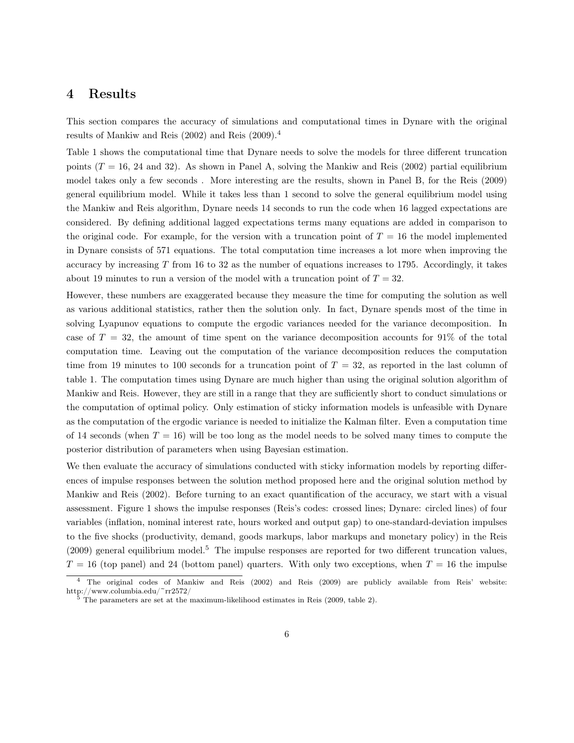# 4 Results

This section compares the accuracy of simulations and computational times in Dynare with the original results of Mankiw and Reis (2002) and Reis (2009).[4]

Table 1 shows the computational time that Dynare needs to solve the models for three different truncation points ($T = 16$, 24 and 32). As shown in Panel A, solving the Mankiw and Reis (2002) partial equilibrium model takes only a few seconds . More interesting are the results, shown in Panel B, for the Reis (2009) general equilibrium model. While it takes less than 1 second to solve the general equilibrium model using the Mankiw and Reis algorithm, Dynare needs 14 seconds to run the code when 16 lagged expectations are considered. By defining additional lagged expectations terms many equations are added in comparison to the original code. For example, for the version with a truncation point of $T = 16$ the model implemented in Dynare consists of 571 equations. The total computation time increases a lot more when improving the accuracy by increasing $T$ from 16 to 32 as the number of equations increases to 1795. Accordingly, it takes about 19 minutes to run a version of the model with a truncation point of $T = 32$.

However, these numbers are exaggerated because they measure the time for computing the solution as well as various additional statistics, rather then the solution only. In fact, Dynare spends most of the time in solving Lyapunov equations to compute the ergodic variances needed for the variance decomposition. In case of $T = 32$, the amount of time spent on the variance decomposition accounts for 91% of the total computation time. Leaving out the computation of the variance decomposition reduces the computation time from 19 minutes to 100 seconds for a truncation point of $T = 32$, as reported in the last column of table 1. The computation times using Dynare are much higher than using the original solution algorithm of Mankiw and Reis. However, they are still in a range that they are sufficiently short to conduct simulations or the computation of optimal policy. Only estimation of sticky information models is unfeasible with Dynare as the computation of the ergodic variance is needed to initialize the Kalman filter. Even a computation time of 14 seconds (when $T = 16$) will be too long as the model needs to be solved many times to compute the posterior distribution of parameters when using Bayesian estimation.

We then evaluate the accuracy of simulations conducted with sticky information models by reporting differences of impulse responses between the solution method proposed here and the original solution method by Mankiw and Reis (2002). Before turning to an exact quantification of the accuracy, we start with a visual assessment. Figure 1 shows the impulse responses (Reis's codes: crossed lines; Dynare: circled lines) of four variables (inflation, nominal interest rate, hours worked and output gap) to one-standard-deviation impulses to the five shocks (productivity, demand, goods markups, labor markups and monetary policy) in the Reis (2009) general equilibrium model.[5] The impulse responses are reported for two different truncation values, $T = 16$ (top panel) and 24 (bottom panel) quarters. With only two exceptions, when $T = 16$ the impulse

[4] The original codes of Mankiw and Reis (2002) and Reis (2009) are publicly available from Reis' website: http://www.columbia.edu/~rr2572/

[5] The parameters are set at the maximum-likelihood estimates in Reis (2009, table 2).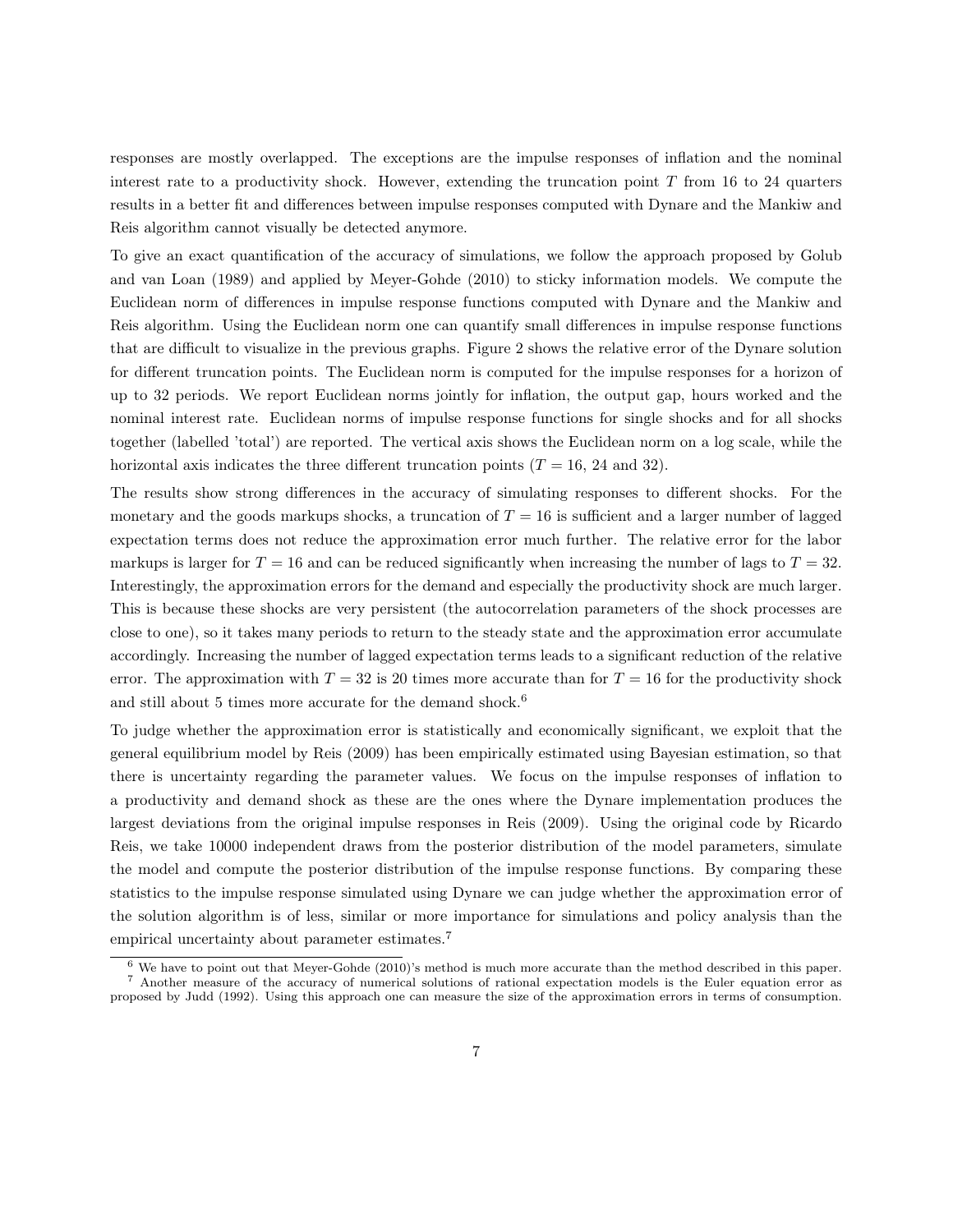responses are mostly overlapped. The exceptions are the impulse responses of inflation and the nominal interest rate to a productivity shock. However, extending the truncation point $T$ from 16 to 24 quarters results in a better fit and differences between impulse responses computed with Dynare and the Mankiw and Reis algorithm cannot visually be detected anymore.

To give an exact quantification of the accuracy of simulations, we follow the approach proposed by Golub and van Loan (1989) and applied by Meyer-Gohde (2010) to sticky information models. We compute the Euclidean norm of differences in impulse response functions computed with Dynare and the Mankiw and Reis algorithm. Using the Euclidean norm one can quantify small differences in impulse response functions that are difficult to visualize in the previous graphs. Figure 2 shows the relative error of the Dynare solution for different truncation points. The Euclidean norm is computed for the impulse responses for a horizon of up to 32 periods. We report Euclidean norms jointly for inflation, the output gap, hours worked and the nominal interest rate. Euclidean norms of impulse response functions for single shocks and for all shocks together (labelled 'total') are reported. The vertical axis shows the Euclidean norm on a log scale, while the horizontal axis indicates the three different truncation points ($T = 16$, 24 and 32).

The results show strong differences in the accuracy of simulating responses to different shocks. For the monetary and the goods markups shocks, a truncation of $T = 16$ is sufficient and a larger number of lagged expectation terms does not reduce the approximation error much further. The relative error for the labor markups is larger for $T = 16$ and can be reduced significantly when increasing the number of lags to $T = 32$. Interestingly, the approximation errors for the demand and especially the productivity shock are much larger. This is because these shocks are very persistent (the autocorrelation parameters of the shock processes are close to one), so it takes many periods to return to the steady state and the approximation error accumulate accordingly. Increasing the number of lagged expectation terms leads to a significant reduction of the relative error. The approximation with $T = 32$ is 20 times more accurate than for $T = 16$ for the productivity shock and still about 5 times more accurate for the demand shock.[6]

To judge whether the approximation error is statistically and economically significant, we exploit that the general equilibrium model by Reis (2009) has been empirically estimated using Bayesian estimation, so that there is uncertainty regarding the parameter values. We focus on the impulse responses of inflation to a productivity and demand shock as these are the ones where the Dynare implementation produces the largest deviations from the original impulse responses in Reis (2009). Using the original code by Ricardo Reis, we take 10000 independent draws from the posterior distribution of the model parameters, simulate the model and compute the posterior distribution of the impulse response functions. By comparing these statistics to the impulse response simulated using Dynare we can judge whether the approximation error of the solution algorithm is of less, similar or more importance for simulations and policy analysis than the empirical uncertainty about parameter estimates.[7]

[6] We have to point out that Meyer-Gohde (2010)'s method is much more accurate than the method described in this paper.

[7] Another measure of the accuracy of numerical solutions of rational expectation models is the Euler equation error as proposed by Judd (1992). Using this approach one can measure the size of the approximation errors in terms of consumption.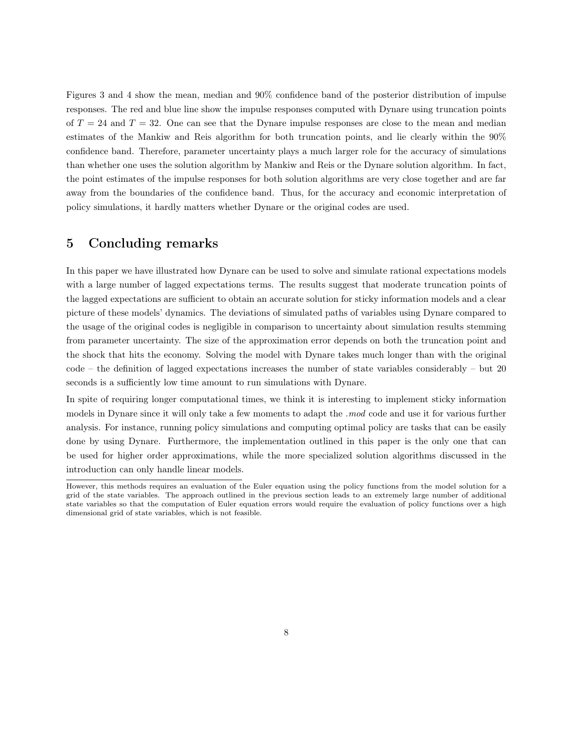Figures 3 and 4 show the mean, median and 90% confidence band of the posterior distribution of impulse responses. The red and blue line show the impulse responses computed with Dynare using truncation points of $T = 24$ and $T = 32$. One can see that the Dynare impulse responses are close to the mean and median estimates of the Mankiw and Reis algorithm for both truncation points, and lie clearly within the 90% confidence band. Therefore, parameter uncertainty plays a much larger role for the accuracy of simulations than whether one uses the solution algorithm by Mankiw and Reis or the Dynare solution algorithm. In fact, the point estimates of the impulse responses for both solution algorithms are very close together and are far away from the boundaries of the confidence band. Thus, for the accuracy and economic interpretation of policy simulations, it hardly matters whether Dynare or the original codes are used.

## 5 Concluding remarks

In this paper we have illustrated how Dynare can be used to solve and simulate rational expectations models with a large number of lagged expectations terms. The results suggest that moderate truncation points of the lagged expectations are sufficient to obtain an accurate solution for sticky information models and a clear picture of these models' dynamics. The deviations of simulated paths of variables using Dynare compared to the usage of the original codes is negligible in comparison to uncertainty about simulation results stemming from parameter uncertainty. The size of the approximation error depends on both the truncation point and the shock that hits the economy. Solving the model with Dynare takes much longer than with the original code – the definition of lagged expectations increases the number of state variables considerably – but 20 seconds is a sufficiently low time amount to run simulations with Dynare.

In spite of requiring longer computational times, we think it is interesting to implement sticky information models in Dynare since it will only take a few moments to adapt the *.mod* code and use it for various further analysis. For instance, running policy simulations and computing optimal policy are tasks that can be easily done by using Dynare. Furthermore, the implementation outlined in this paper is the only one that can be used for higher order approximations, while the more specialized solution algorithms discussed in the introduction can only handle linear models.

However, this methods requires an evaluation of the Euler equation using the policy functions from the model solution for a grid of the state variables. The approach outlined in the previous section leads to an extremely large number of additional state variables so that the computation of Euler equation errors would require the evaluation of policy functions over a high dimensional grid of state variables, which is not feasible.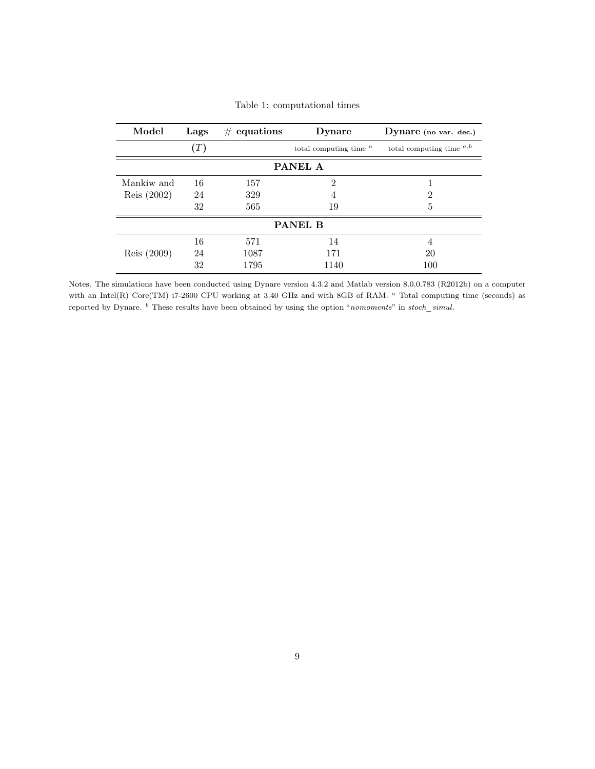Table 1: computational times

| Model | Lags | # equations | Dynare | Dynare (no var. dec.) |
|---|---|---|---|---|
| | $(T)$ | | total computing time [a] | total computing time [a,b] |
| **PANEL A** | | | | |
| Mankiw and Reis (2002) | 16 | 157 | 2 | 1 |
| | 24 | 329 | 4 | 2 |
| | 32 | 565 | 19 | 5 |
| **PANEL B** | | | | |
| Reis (2009) | 16 | 571 | 14 | 4 |
| | 24 | 1087 | 171 | 20 |
| | 32 | 1795 | 1140 | 100 |

Notes. The simulations have been conducted using Dynare version 4.3.2 and Matlab version 8.0.0.783 (R2012b) on a computer with an Intel(R) Core(TM) i7-2600 CPU working at 3.40 GHz and with 8GB of RAM. [a] Total computing time (seconds) as reported by Dynare. [b] These results have been obtained by using the option "*nomoments*" in *stoch_ simul*.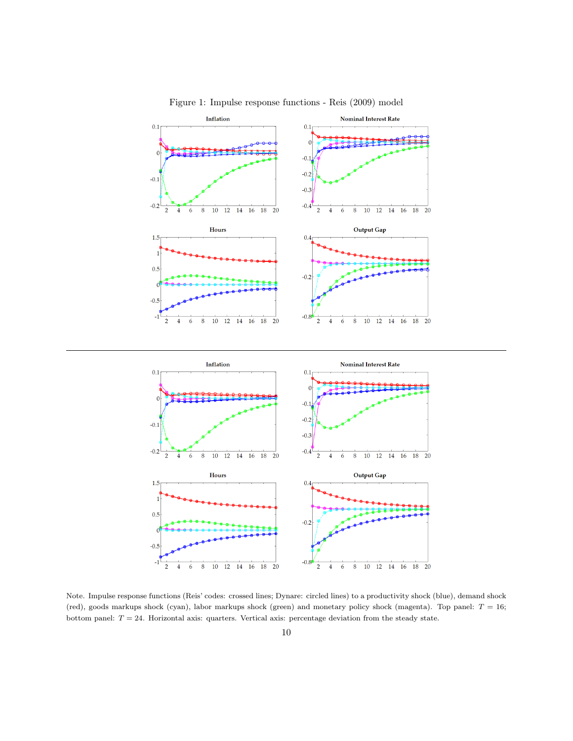Figure 1: Impulse response functions - Reis (2009) model

Note. Impulse response functions (Reis' codes: crossed lines; Dynare: circled lines) to a productivity shock (blue), demand shock (red), goods markups shock (cyan), labor markups shock (green) and monetary policy shock (magenta). Top panel: $T = 16$; bottom panel: $T = 24$. Horizontal axis: quarters. Vertical axis: percentage deviation from the steady state.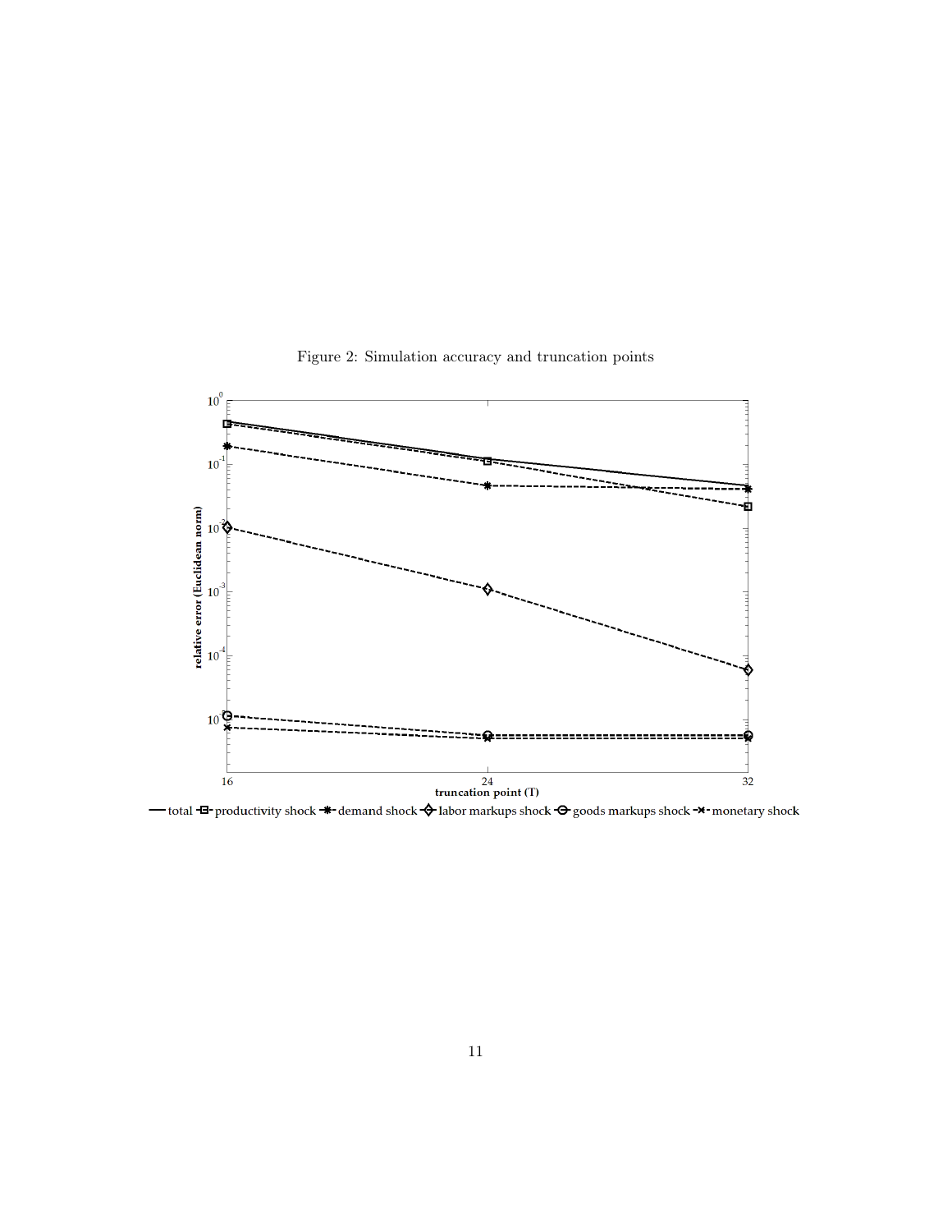Figure 2: Simulation accuracy and truncation points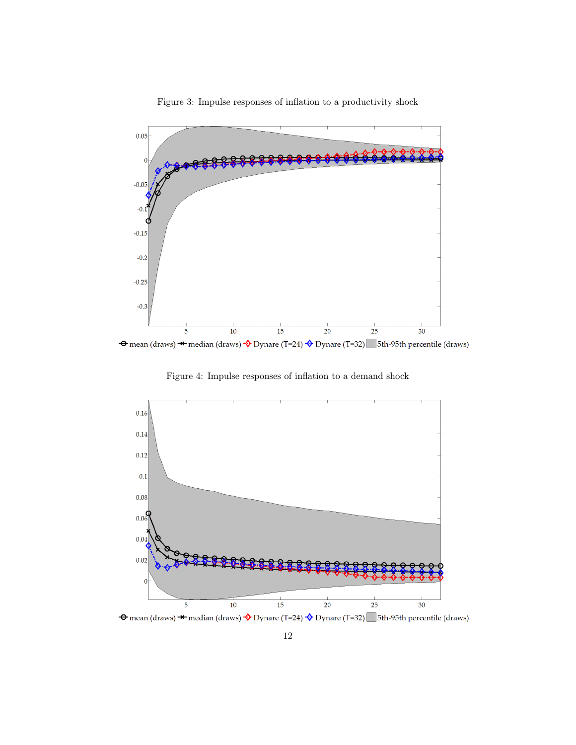Figure 3: Impulse responses of inflation to a productivity shock

Figure 4: Impulse responses of inflation to a demand shock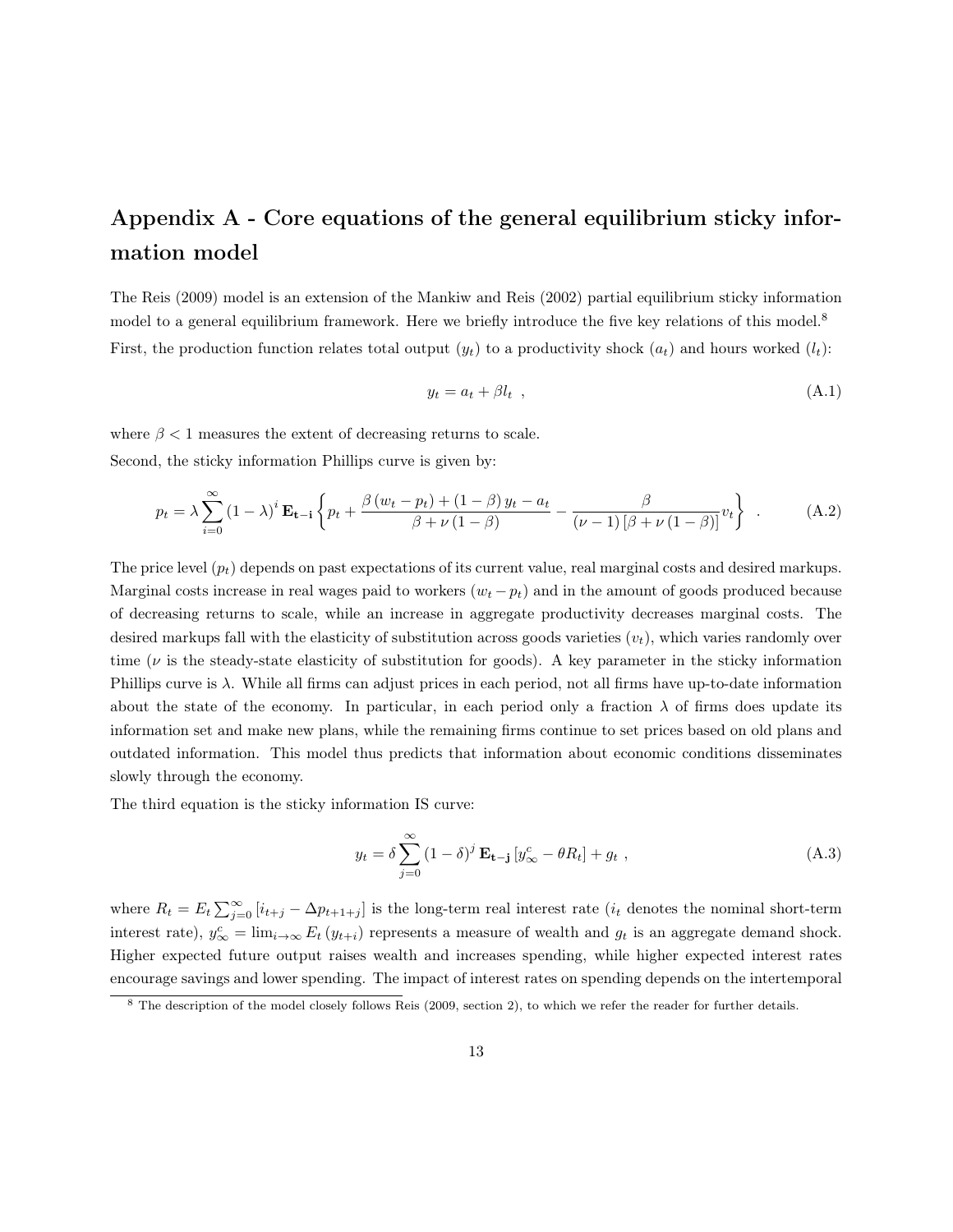# Appendix A - Core equations of the general equilibrium sticky information model

The Reis (2009) model is an extension of the Mankiw and Reis (2002) partial equilibrium sticky information model to a general equilibrium framework. Here we briefly introduce the five key relations of this model.[8] First, the production function relates total output ($y_t$) to a productivity shock ($a_t$) and hours worked ($l_t$):

$$y_t = a_t + \beta l_t \ , \tag{A.1}$$

where $\beta < 1$ measures the extent of decreasing returns to scale.

Second, the sticky information Phillips curve is given by:

$$p_t = \lambda \sum_{i=0}^{\infty} (1-\lambda)^i \, \mathbf{E_{t-i}} \left\{ p_t + \frac{\beta \left(w_t - p_t\right) + (1-\beta) \, y_t - a_t}{\beta + \nu \left(1-\beta\right)} - \frac{\beta}{(\nu - 1) \left[\beta + \nu \left(1 - \beta\right)\right]} v_t \right\} \ . \tag{A.2}$$

The price level ($p_t$) depends on past expectations of its current value, real marginal costs and desired markups. Marginal costs increase in real wages paid to workers ($w_t - p_t$) and in the amount of goods produced because of decreasing returns to scale, while an increase in aggregate productivity decreases marginal costs. The desired markups fall with the elasticity of substitution across goods varieties ($v_t$), which varies randomly over time ($\nu$ is the steady-state elasticity of substitution for goods). A key parameter in the sticky information Phillips curve is $\lambda$. While all firms can adjust prices in each period, not all firms have up-to-date information about the state of the economy. In particular, in each period only a fraction $\lambda$ of firms does update its information set and make new plans, while the remaining firms continue to set prices based on old plans and outdated information. This model thus predicts that information about economic conditions disseminates slowly through the economy.

The third equation is the sticky information IS curve:

$$y_t = \delta \sum_{j=0}^{\infty} (1-\delta)^j \, \mathbf{E_{t-j}} \left[ y_{\infty}^c - \theta R_t \right] + g_t \ , \tag{A.3}$$

where $R_t = E_t \sum_{j=0}^{\infty} \left[ i_{t+j} - \Delta p_{t+1+j} \right]$ is the long-term real interest rate ($i_t$ denotes the nominal short-term interest rate), $y_{\infty}^c = \lim_{i \to \infty} E_t \left(y_{t+i}\right)$ represents a measure of wealth and $g_t$ is an aggregate demand shock. Higher expected future output raises wealth and increases spending, while higher expected interest rates encourage savings and lower spending. The impact of interest rates on spending depends on the intertemporal

[8] The description of the model closely follows Reis (2009, section 2), to which we refer the reader for further details.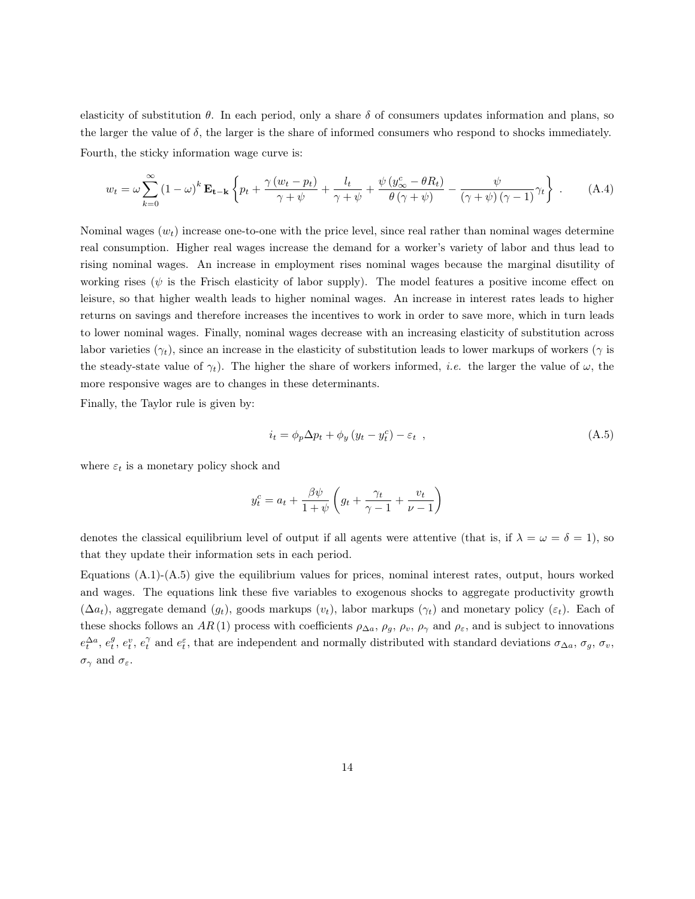elasticity of substitution $\theta$. In each period, only a share $\delta$ of consumers updates information and plans, so the larger the value of $\delta$, the larger is the share of informed consumers who respond to shocks immediately.

Fourth, the sticky information wage curve is:

$$w_t = \omega \sum_{k=0}^{\infty} (1-\omega)^k \mathbf{E_{t-k}} \left\{ p_t + \frac{\gamma (w_t - p_t)}{\gamma + \psi} + \frac{l_t}{\gamma + \psi} + \frac{\psi (y_{\infty}^c - \theta R_t)}{\theta (\gamma + \psi)} - \frac{\psi}{(\gamma + \psi)(\gamma - 1)} \gamma_t \right\} . \tag{A.4}$$

Nominal wages ($w_t$) increase one-to-one with the price level, since real rather than nominal wages determine real consumption. Higher real wages increase the demand for a worker's variety of labor and thus lead to rising nominal wages. An increase in employment rises nominal wages because the marginal disutility of working rises ($\psi$ is the Frisch elasticity of labor supply). The model features a positive income effect on leisure, so that higher wealth leads to higher nominal wages. An increase in interest rates leads to higher returns on savings and therefore increases the incentives to work in order to save more, which in turn leads to lower nominal wages. Finally, nominal wages decrease with an increasing elasticity of substitution across labor varieties ($\gamma_t$), since an increase in the elasticity of substitution leads to lower markups of workers ($\gamma$ is the steady-state value of $\gamma_t$). The higher the share of workers informed, *i.e.* the larger the value of $\omega$, the more responsive wages are to changes in these determinants.

Finally, the Taylor rule is given by:

$$i_t = \phi_p \Delta p_t + \phi_y (y_t - y_t^c) - \varepsilon_t \ , \tag{A.5}$$

where $\varepsilon_t$ is a monetary policy shock and

$$y_t^c = a_t + \frac{\beta \psi}{1 + \psi} \left( g_t + \frac{\gamma_t}{\gamma - 1} + \frac{v_t}{\nu - 1} \right)$$

denotes the classical equilibrium level of output if all agents were attentive (that is, if $\lambda = \omega = \delta = 1$), so that they update their information sets in each period.

Equations (A.1)-(A.5) give the equilibrium values for prices, nominal interest rates, output, hours worked and wages. The equations link these five variables to exogenous shocks to aggregate productivity growth ($\Delta a_t$), aggregate demand ($g_t$), goods markups ($v_t$), labor markups ($\gamma_t$) and monetary policy ($\varepsilon_t$). Each of these shocks follows an $AR(1)$ process with coefficients $\rho_{\Delta a}$, $\rho_g$, $\rho_v$, $\rho_\gamma$ and $\rho_\varepsilon$, and is subject to innovations $e_t^{\Delta a}$, $e_t^g$, $e_t^v$, $e_t^\gamma$ and $e_t^\varepsilon$, that are independent and normally distributed with standard deviations $\sigma_{\Delta a}$, $\sigma_g$, $\sigma_v$, $\sigma_\gamma$ and $\sigma_\varepsilon$.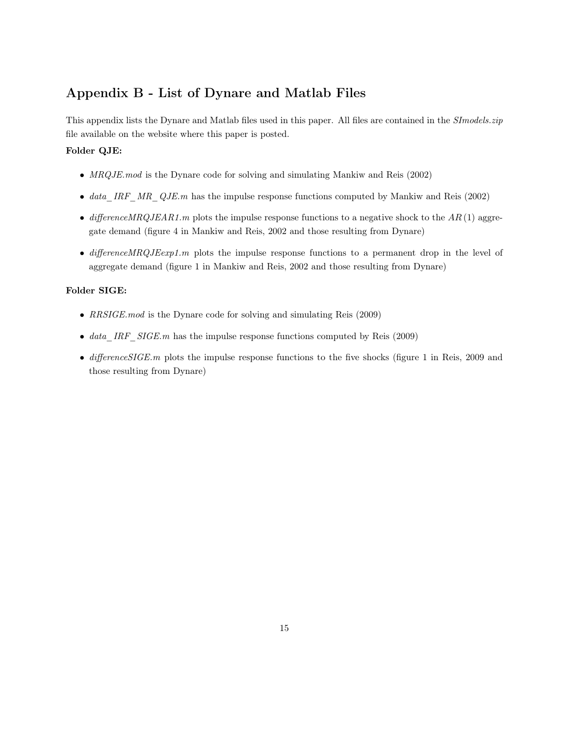## Appendix B - List of Dynare and Matlab Files

This appendix lists the Dynare and Matlab files used in this paper. All files are contained in the *SImodels.zip* file available on the website where this paper is posted.

**Folder QJE:**

- *MRQJE.mod* is the Dynare code for solving and simulating Mankiw and Reis (2002)
- *data_IRF_MR_QJE.m* has the impulse response functions computed by Mankiw and Reis (2002)
- *differenceMRQJEAR1.m* plots the impulse response functions to a negative shock to the $AR(1)$ aggregate demand (figure 4 in Mankiw and Reis, 2002 and those resulting from Dynare)
- *differenceMRQJEexp1.m* plots the impulse response functions to a permanent drop in the level of aggregate demand (figure 1 in Mankiw and Reis, 2002 and those resulting from Dynare)

**Folder SIGE:**

- *RRSIGE.mod* is the Dynare code for solving and simulating Reis (2009)
- *data_IRF_SIGE.m* has the impulse response functions computed by Reis (2009)
- *differenceSIGE.m* plots the impulse response functions to the five shocks (figure 1 in Reis, 2009 and those resulting from Dynare)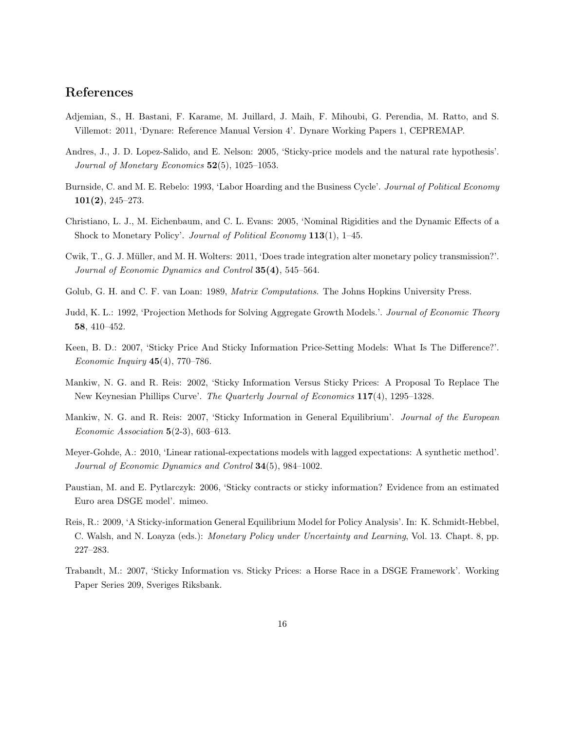## References

Adjemian, S., H. Bastani, F. Karame, M. Juillard, J. Maih, F. Mihoubi, G. Perendia, M. Ratto, and S. Villemot: 2011, 'Dynare: Reference Manual Version 4'. Dynare Working Papers 1, CEPREMAP.

Andres, J., J. D. Lopez-Salido, and E. Nelson: 2005, 'Sticky-price models and the natural rate hypothesis'. *Journal of Monetary Economics* **52**(5), 1025–1053.

Burnside, C. and M. E. Rebelo: 1993, 'Labor Hoarding and the Business Cycle'. *Journal of Political Economy* **101(2)**, 245–273.

Christiano, L. J., M. Eichenbaum, and C. L. Evans: 2005, 'Nominal Rigidities and the Dynamic Effects of a Shock to Monetary Policy'. *Journal of Political Economy* **113**(1), 1–45.

Cwik, T., G. J. Müller, and M. H. Wolters: 2011, 'Does trade integration alter monetary policy transmission?'. *Journal of Economic Dynamics and Control* **35(4)**, 545–564.

Golub, G. H. and C. F. van Loan: 1989, *Matrix Computations*. The Johns Hopkins University Press.

Judd, K. L.: 1992, 'Projection Methods for Solving Aggregate Growth Models.'. *Journal of Economic Theory* **58**, 410–452.

Keen, B. D.: 2007, 'Sticky Price And Sticky Information Price-Setting Models: What Is The Difference?'. *Economic Inquiry* **45**(4), 770–786.

Mankiw, N. G. and R. Reis: 2002, 'Sticky Information Versus Sticky Prices: A Proposal To Replace The New Keynesian Phillips Curve'. *The Quarterly Journal of Economics* **117**(4), 1295–1328.

Mankiw, N. G. and R. Reis: 2007, 'Sticky Information in General Equilibrium'. *Journal of the European Economic Association* **5**(2-3), 603–613.

Meyer-Gohde, A.: 2010, 'Linear rational-expectations models with lagged expectations: A synthetic method'. *Journal of Economic Dynamics and Control* **34**(5), 984–1002.

Paustian, M. and E. Pytlarczyk: 2006, 'Sticky contracts or sticky information? Evidence from an estimated Euro area DSGE model'. mimeo.

Reis, R.: 2009, 'A Sticky-information General Equilibrium Model for Policy Analysis'. In: K. Schmidt-Hebbel, C. Walsh, and N. Loayza (eds.): *Monetary Policy under Uncertainty and Learning*, Vol. 13. Chapt. 8, pp. 227–283.

Trabandt, M.: 2007, 'Sticky Information vs. Sticky Prices: a Horse Race in a DSGE Framework'. Working Paper Series 209, Sveriges Riksbank.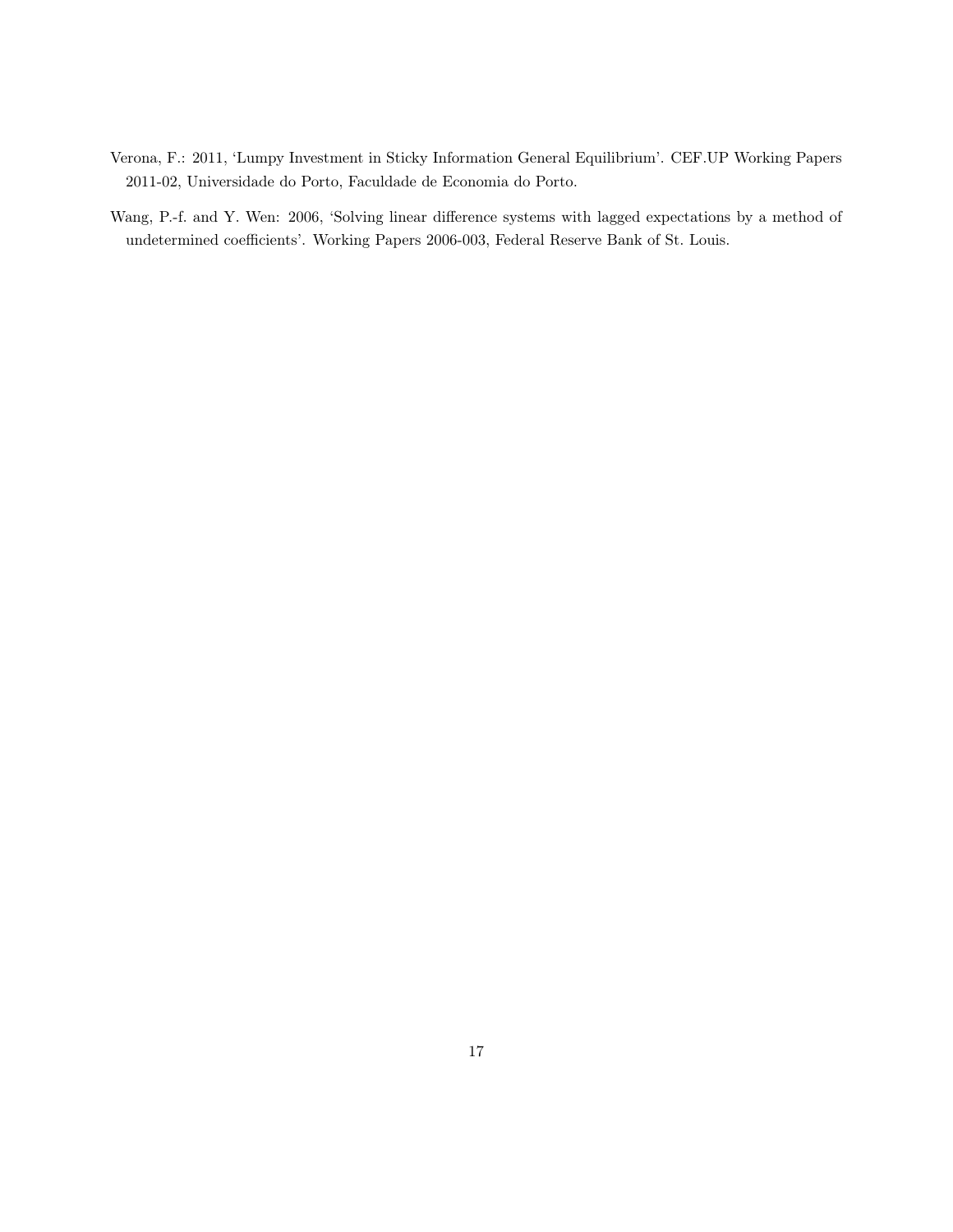Verona, F.: 2011, 'Lumpy Investment in Sticky Information General Equilibrium'. CEF.UP Working Papers 2011-02, Universidade do Porto, Faculdade de Economia do Porto.

Wang, P.-f. and Y. Wen: 2006, 'Solving linear difference systems with lagged expectations by a method of undetermined coefficients'. Working Papers 2006-003, Federal Reserve Bank of St. Louis.